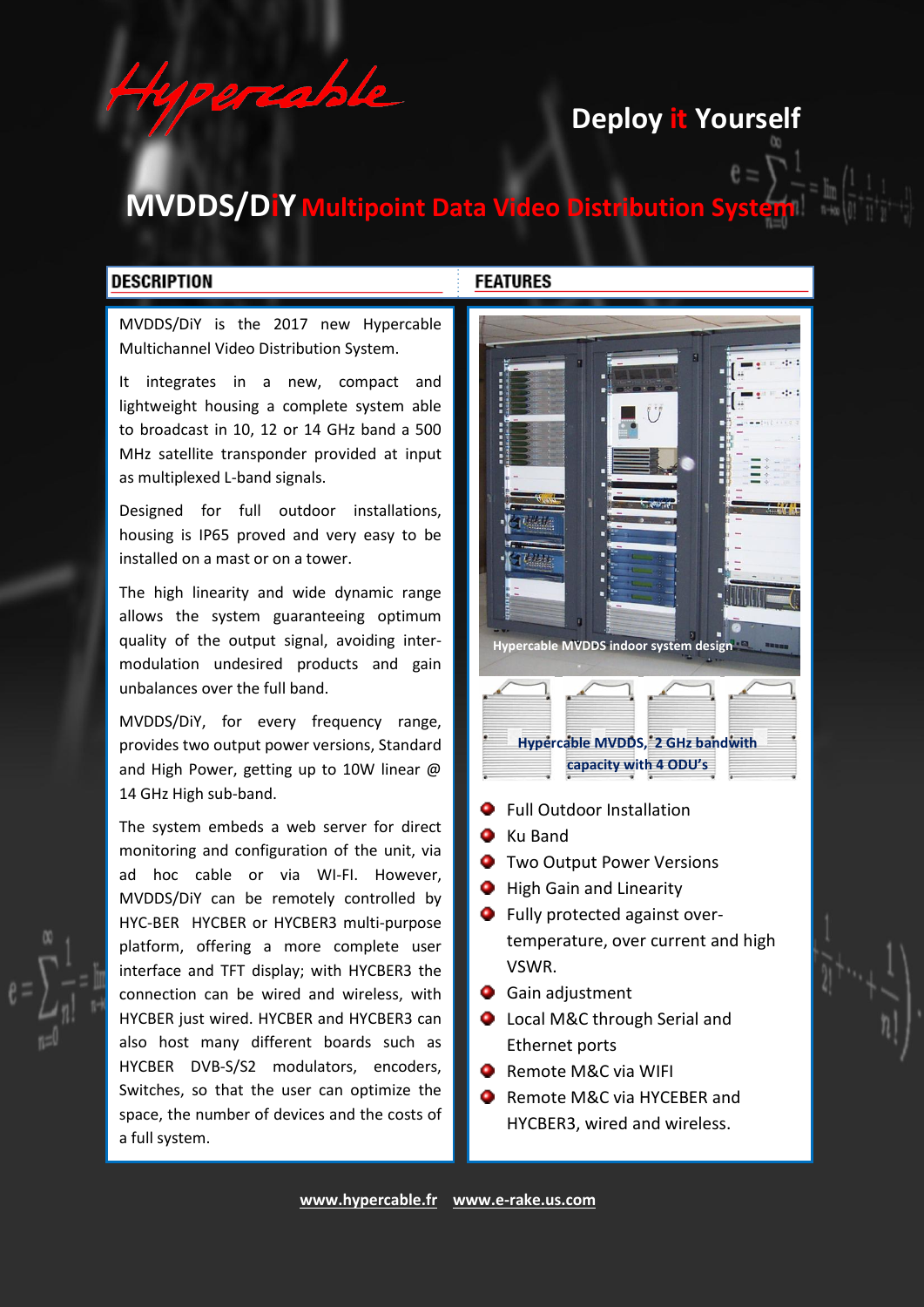Hypercable

**Deploy it Yourself**

# MVDDS/DiY Multipoint Data Video Distribution System

## DESCRIPTION

MVDDS/DiY is the 2017 new Hypercable Multichannel Video Distribution System.

It integrates in a new, compact and lightweight housing a complete system able to broadcast in 10, 12 or 14 GHz band a 500 MHz satellite transponder provided at input as multiplexed L-band signals.

Designed for full outdoor installations, housing is IP65 proved and very easy to be installed on a mast or on a tower.

The high linearity and wide dynamic range allows the system guaranteeing optimum quality of the output signal, avoiding inter-modulation undesired products and gain unbalances over the full band.

MVDDS/DiY, for every frequency range, provides two output power versions, Standard and High Power, getting up to 10W linear @ 14 GHz High sub-band.

The system embeds a web server for direct monitoring and configuration of the unit, via ad hoc cable or via WI-FI. However, MVDDS/DiY can be remotely controlled by HYC-BER HYCBER or HYCBER3 multi-purpose platform, offering a more complete user interface and TFT display; with HYCBER3 the connection can be wired and wireless, with HYCBER just wired. HYCBER and HYCBER3 can also host many different boards such as HYCBER DVB-S/S2 modulators, encoders, Switches, so that the user can optimize the space, the number of devices and the costs of a full system.

## FEATURES

Hypercable MVDDS indoor system design

Hypercable MVDDS, 2 GHz bandwith capacity with 4 ODU's

- Full Outdoor Installation
- Ku Band
- Two Output Power Versions
- High Gain and Linearity
- Fully protected against over-temperature, over current and high VSWR.
- Gain adjustment
- Local M&C through Serial and Ethernet ports
- Remote M&C via WIFI
- Remote M&C via HYCEBER and HYCBER3, wired and wireless.

www.hypercable.fr www.e-rake.us.com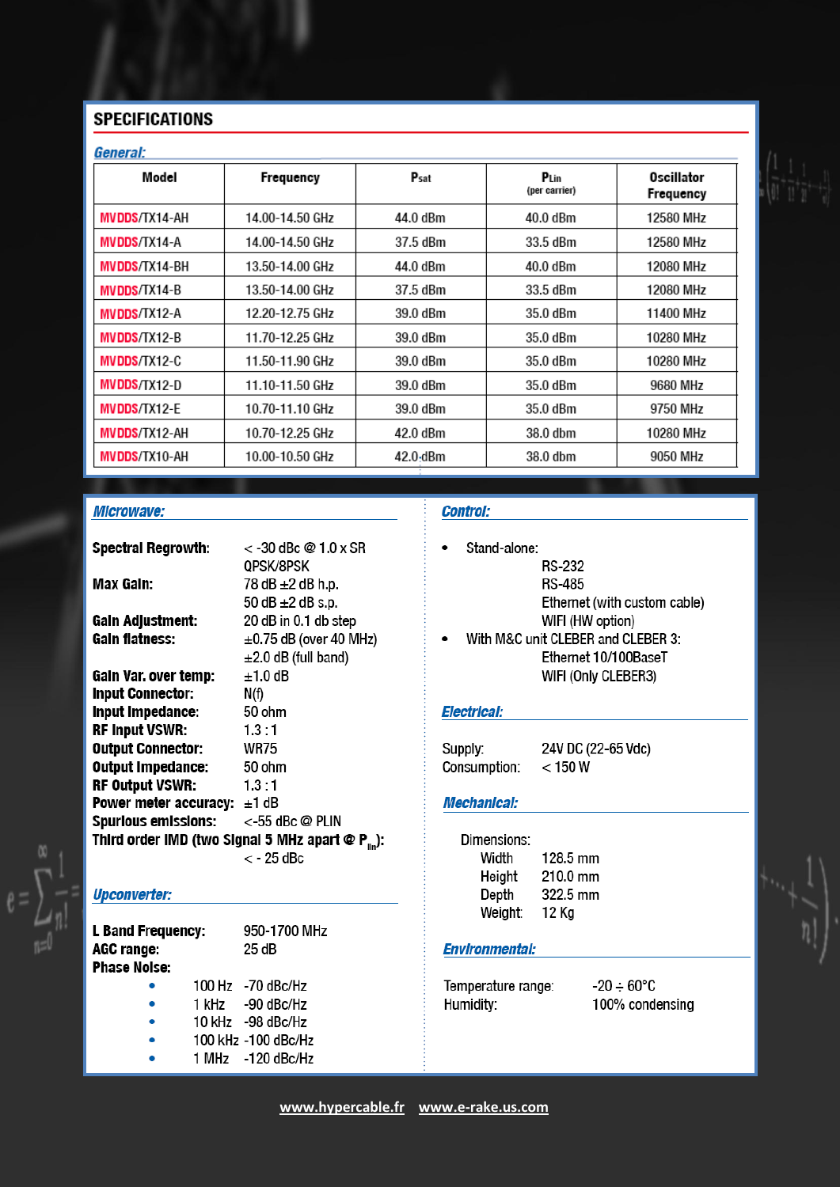## SPECIFICATIONS

### General:

| Model | Frequency | $P_{sat}$ | $P_{Lin}$ (per carrier) | Oscillator Frequency |
|---|---|---|---|---|
| MVDDS/TX14-AH | 14.00-14.50 GHz | 44.0 dBm | 40.0 dBm | 12580 MHz |
| MVDDS/TX14-A | 14.00-14.50 GHz | 37.5 dBm | 33.5 dBm | 12580 MHz |
| MVDDS/TX14-BH | 13.50-14.00 GHz | 44.0 dBm | 40.0 dBm | 12080 MHz |
| MVDDS/TX14-B | 13.50-14.00 GHz | 37.5 dBm | 33.5 dBm | 12080 MHz |
| MVDDS/TX12-A | 12.20-12.75 GHz | 39.0 dBm | 35.0 dBm | 11400 MHz |
| MVDDS/TX12-B | 11.70-12.25 GHz | 39.0 dBm | 35.0 dBm | 10280 MHz |
| MVDDS/TX12-C | 11.50-11.90 GHz | 39.0 dBm | 35.0 dBm | 10280 MHz |
| MVDDS/TX12-D | 11.10-11.50 GHz | 39.0 dBm | 35.0 dBm | 9680 MHz |
| MVDDS/TX12-E | 10.70-11.10 GHz | 39.0 dBm | 35.0 dBm | 9750 MHz |
| MVDDS/TX12-AH | 10.70-12.25 GHz | 42.0 dBm | 38.0 dbm | 10280 MHz |
| MVDDS/TX10-AH | 10.00-10.50 GHz | 42.0 dBm | 38.0 dbm | 9050 MHz |

### Microwave:

**Spectral Regrowth:** < -30 dBc @ 1.0 x SR QPSK/8PSK
**Max Gain:** 78 dB ±2 dB h.p.
50 dB ±2 dB s.p.
**Gain Adjustment:** 20 dB in 0.1 db step
**Gain flatness:** ±0.75 dB (over 40 MHz)
±2.0 dB (full band)
**Gain Var. over temp:** ±1.0 dB
**Input Connector:** N(f)
**Input Impedance:** 50 ohm
**RF Input VSWR:** 1.3 : 1
**Output Connector:** WR75
**Output Impedance:** 50 ohm
**RF Output VSWR:** 1.3 : 1
**Power meter accuracy:** ±1 dB
**Spurious emissions:** <-55 dBc @ PLIN
**Third order IMD (two Signal 5 MHz apart @ $P_{lin}$):** < - 25 dBc

### Upconverter:

**L Band Frequency:** 950-1700 MHz
**AGC range:** 25 dB
**Phase Noise:**

- 100 Hz -70 dBc/Hz
- 1 kHz -90 dBc/Hz
- 10 kHz -98 dBc/Hz
- 100 kHz -100 dBc/Hz
- 1 MHz -120 dBc/Hz

### Control:

- Stand-alone:
  RS-232
  RS-485
  Ethernet (with custom cable)
  WIFI (HW option)
- With M&C unit CLEBER and CLEBER 3:
  Ethernet 10/100BaseT
  WIFI (Only CLEBER3)

### Electrical:

Supply: 24V DC (22-65 Vdc)
Consumption: < 150 W

### Mechanical:

Dimensions:
Width 128.5 mm
Height 210.0 mm
Depth 322.5 mm
Weight: 12 Kg

### Environmental:

Temperature range: -20 ÷ 60°C
Humidity: 100% condensing

www.hypercable.fr www.e-rake.us.com